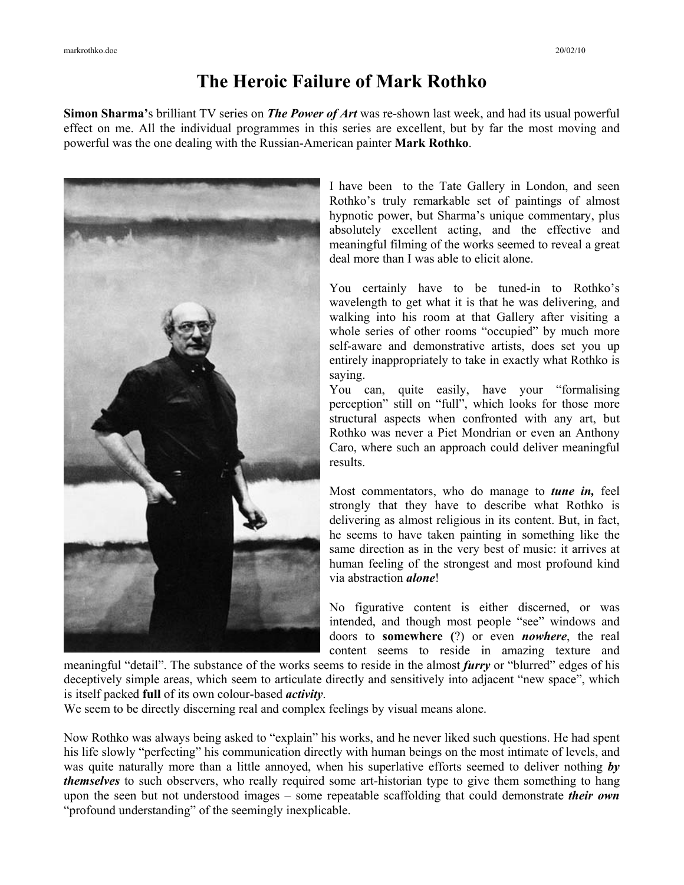# The Heroic Failure of Mark Rothko

**Simon Sharma'**s brilliant TV series on ***The Power of Art*** was re-shown last week, and had its usual powerful effect on me. All the individual programmes in this series are excellent, but by far the most moving and powerful was the one dealing with the Russian-American painter **Mark Rothko**.

I have been to the Tate Gallery in London, and seen Rothko's truly remarkable set of paintings of almost hypnotic power, but Sharma's unique commentary, plus absolutely excellent acting, and the effective and meaningful filming of the works seemed to reveal a great deal more than I was able to elicit alone.

You certainly have to be tuned-in to Rothko's wavelength to get what it is that he was delivering, and walking into his room at that Gallery after visiting a whole series of other rooms "occupied" by much more self-aware and demonstrative artists, does set you up entirely inappropriately to take in exactly what Rothko is saying.

You can, quite easily, have your "formalising perception" still on "full", which looks for those more structural aspects when confronted with any art, but Rothko was never a Piet Mondrian or even an Anthony Caro, where such an approach could deliver meaningful results.

Most commentators, who do manage to ***tune in,*** feel strongly that they have to describe what Rothko is delivering as almost religious in its content. But, in fact, he seems to have taken painting in something like the same direction as in the very best of music: it arrives at human feeling of the strongest and most profound kind via abstraction ***alone***!

No figurative content is either discerned, or was intended, and though most people "see" windows and doors to **somewhere (**?) or even ***nowhere***, the real content seems to reside in amazing texture and meaningful "detail". The substance of the works seems to reside in the almost ***furry*** or "blurred" edges of his deceptively simple areas, which seem to articulate directly and sensitively into adjacent "new space", which is itself packed **full** of its own colour-based ***activity***.

We seem to be directly discerning real and complex feelings by visual means alone.

Now Rothko was always being asked to "explain" his works, and he never liked such questions. He had spent his life slowly "perfecting" his communication directly with human beings on the most intimate of levels, and was quite naturally more than a little annoyed, when his superlative efforts seemed to deliver nothing ***by themselves*** to such observers, who really required some art-historian type to give them something to hang upon the seen but not understood images – some repeatable scaffolding that could demonstrate ***their own*** "profound understanding" of the seemingly inexplicable.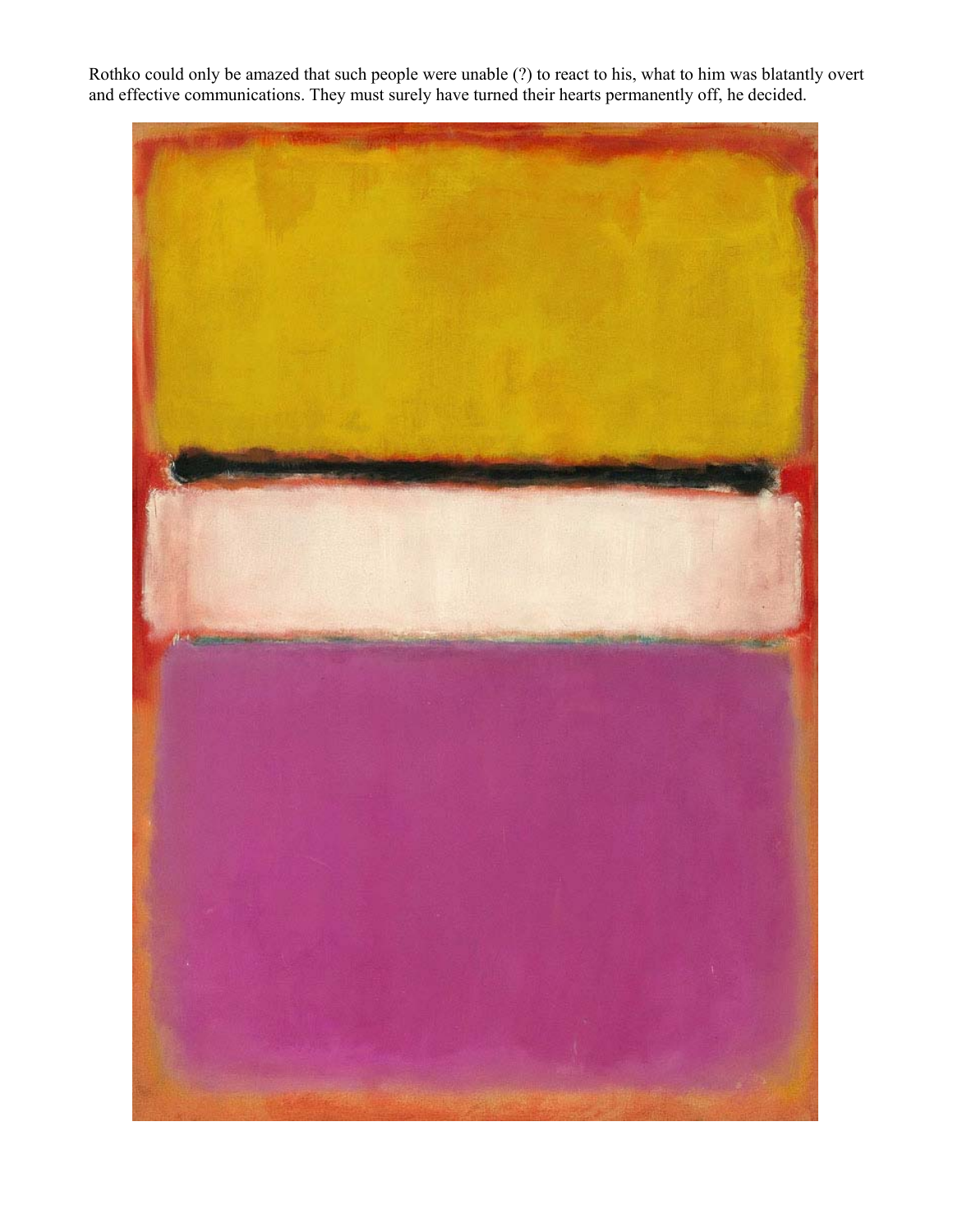Rothko could only be amazed that such people were unable (?) to react to his, what to him was blatantly overt and effective communications. They must surely have turned their hearts permanently off, he decided.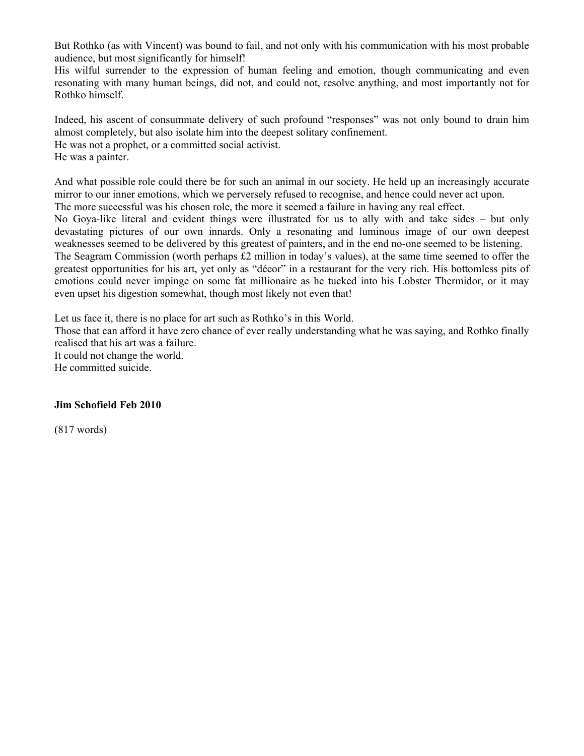But Rothko (as with Vincent) was bound to fail, and not only with his communication with his most probable audience, but most significantly for himself!
His wilful surrender to the expression of human feeling and emotion, though communicating and even resonating with many human beings, did not, and could not, resolve anything, and most importantly not for Rothko himself.

Indeed, his ascent of consummate delivery of such profound "responses" was not only bound to drain him almost completely, but also isolate him into the deepest solitary confinement.
He was not a prophet, or a committed social activist.
He was a painter.

And what possible role could there be for such an animal in our society. He held up an increasingly accurate mirror to our inner emotions, which we perversely refused to recognise, and hence could never act upon.
The more successful was his chosen role, the more it seemed a failure in having any real effect.
No Goya-like literal and evident things were illustrated for us to ally with and take sides – but only devastating pictures of our own innards. Only a resonating and luminous image of our own deepest weaknesses seemed to be delivered by this greatest of painters, and in the end no-one seemed to be listening.
The Seagram Commission (worth perhaps £2 million in today's values), at the same time seemed to offer the greatest opportunities for his art, yet only as "décor" in a restaurant for the very rich. His bottomless pits of emotions could never impinge on some fat millionaire as he tucked into his Lobster Thermidor, or it may even upset his digestion somewhat, though most likely not even that!

Let us face it, there is no place for art such as Rothko's in this World.
Those that can afford it have zero chance of ever really understanding what he was saying, and Rothko finally realised that his art was a failure.
It could not change the world.
He committed suicide.

**Jim Schofield Feb 2010**

(817 words)